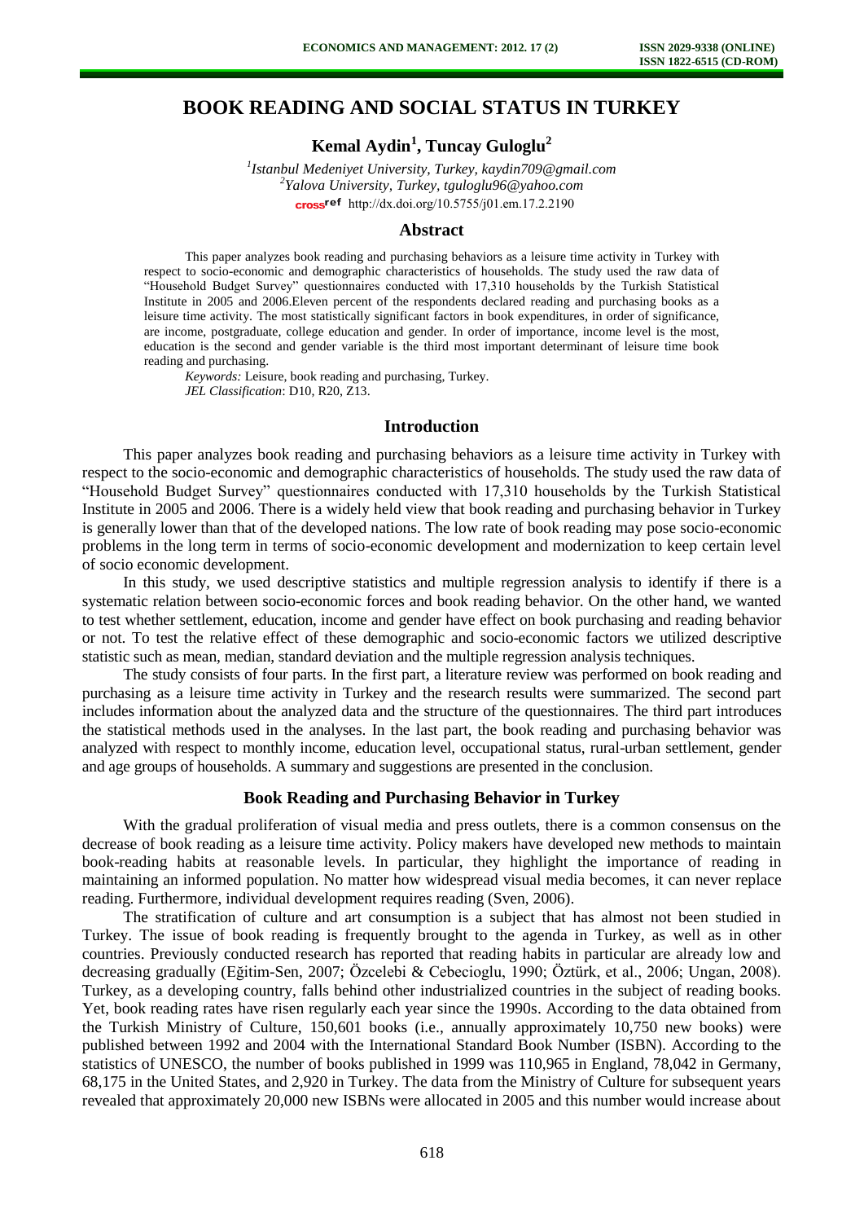# BOOK READING AND SOCIAL STATUS IN TURKEY

**Kemal Aydin[1], Tuncay Guloglu[2]**

[1] *Istanbul Medeniyet University, Turkey, kaydin709@gmail.com*
[2] *Yalova University, Turkey, tguloglu96@yahoo.com*
http://dx.doi.org/10.5755/j01.em.17.2.2190

## Abstract

This paper analyzes book reading and purchasing behaviors as a leisure time activity in Turkey with respect to socio-economic and demographic characteristics of households. The study used the raw data of "Household Budget Survey" questionnaires conducted with 17,310 households by the Turkish Statistical Institute in 2005 and 2006.Eleven percent of the respondents declared reading and purchasing books as a leisure time activity. The most statistically significant factors in book expenditures, in order of significance, are income, postgraduate, college education and gender. In order of importance, income level is the most, education is the second and gender variable is the third most important determinant of leisure time book reading and purchasing.

*Keywords:* Leisure, book reading and purchasing, Turkey.
*JEL Classification*: D10, R20, Z13.

## Introduction

This paper analyzes book reading and purchasing behaviors as a leisure time activity in Turkey with respect to the socio-economic and demographic characteristics of households. The study used the raw data of "Household Budget Survey" questionnaires conducted with 17,310 households by the Turkish Statistical Institute in 2005 and 2006. There is a widely held view that book reading and purchasing behavior in Turkey is generally lower than that of the developed nations. The low rate of book reading may pose socio-economic problems in the long term in terms of socio-economic development and modernization to keep certain level of socio economic development.

In this study, we used descriptive statistics and multiple regression analysis to identify if there is a systematic relation between socio-economic forces and book reading behavior. On the other hand, we wanted to test whether settlement, education, income and gender have effect on book purchasing and reading behavior or not. To test the relative effect of these demographic and socio-economic factors we utilized descriptive statistic such as mean, median, standard deviation and the multiple regression analysis techniques.

The study consists of four parts. In the first part, a literature review was performed on book reading and purchasing as a leisure time activity in Turkey and the research results were summarized. The second part includes information about the analyzed data and the structure of the questionnaires. The third part introduces the statistical methods used in the analyses. In the last part, the book reading and purchasing behavior was analyzed with respect to monthly income, education level, occupational status, rural-urban settlement, gender and age groups of households. A summary and suggestions are presented in the conclusion.

## Book Reading and Purchasing Behavior in Turkey

With the gradual proliferation of visual media and press outlets, there is a common consensus on the decrease of book reading as a leisure time activity. Policy makers have developed new methods to maintain book-reading habits at reasonable levels. In particular, they highlight the importance of reading in maintaining an informed population. No matter how widespread visual media becomes, it can never replace reading. Furthermore, individual development requires reading (Sven, 2006).

The stratification of culture and art consumption is a subject that has almost not been studied in Turkey. The issue of book reading is frequently brought to the agenda in Turkey, as well as in other countries. Previously conducted research has reported that reading habits in particular are already low and decreasing gradually (Eğitim-Sen, 2007; Özcelebi & Cebecioglu, 1990; Öztürk, et al., 2006; Ungan, 2008). Turkey, as a developing country, falls behind other industrialized countries in the subject of reading books. Yet, book reading rates have risen regularly each year since the 1990s. According to the data obtained from the Turkish Ministry of Culture, 150,601 books (i.e., annually approximately 10,750 new books) were published between 1992 and 2004 with the International Standard Book Number (ISBN). According to the statistics of UNESCO, the number of books published in 1999 was 110,965 in England, 78,042 in Germany, 68,175 in the United States, and 2,920 in Turkey. The data from the Ministry of Culture for subsequent years revealed that approximately 20,000 new ISBNs were allocated in 2005 and this number would increase about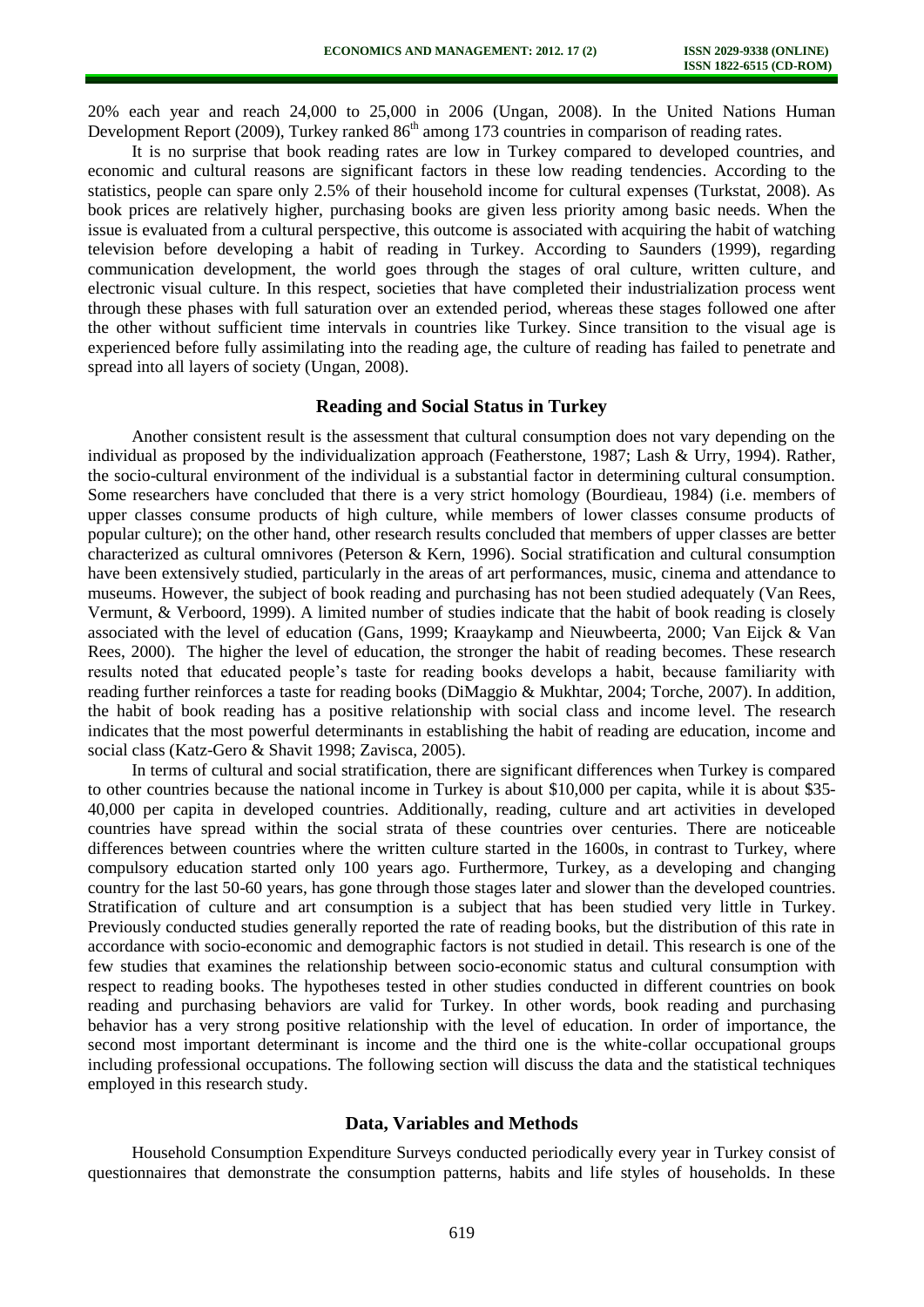20% each year and reach 24,000 to 25,000 in 2006 (Ungan, 2008). In the United Nations Human Development Report (2009), Turkey ranked 86th among 173 countries in comparison of reading rates.

It is no surprise that book reading rates are low in Turkey compared to developed countries, and economic and cultural reasons are significant factors in these low reading tendencies. According to the statistics, people can spare only 2.5% of their household income for cultural expenses (Turkstat, 2008). As book prices are relatively higher, purchasing books are given less priority among basic needs. When the issue is evaluated from a cultural perspective, this outcome is associated with acquiring the habit of watching television before developing a habit of reading in Turkey. According to Saunders (1999), regarding communication development, the world goes through the stages of oral culture, written culture, and electronic visual culture. In this respect, societies that have completed their industrialization process went through these phases with full saturation over an extended period, whereas these stages followed one after the other without sufficient time intervals in countries like Turkey. Since transition to the visual age is experienced before fully assimilating into the reading age, the culture of reading has failed to penetrate and spread into all layers of society (Ungan, 2008).

## Reading and Social Status in Turkey

Another consistent result is the assessment that cultural consumption does not vary depending on the individual as proposed by the individualization approach (Featherstone, 1987; Lash & Urry, 1994). Rather, the socio-cultural environment of the individual is a substantial factor in determining cultural consumption. Some researchers have concluded that there is a very strict homology (Bourdieau, 1984) (i.e. members of upper classes consume products of high culture, while members of lower classes consume products of popular culture); on the other hand, other research results concluded that members of upper classes are better characterized as cultural omnivores (Peterson & Kern, 1996). Social stratification and cultural consumption have been extensively studied, particularly in the areas of art performances, music, cinema and attendance to museums. However, the subject of book reading and purchasing has not been studied adequately (Van Rees, Vermunt, & Verboord, 1999). A limited number of studies indicate that the habit of book reading is closely associated with the level of education (Gans, 1999; Kraaykamp and Nieuwbeerta, 2000; Van Eijck & Van Rees, 2000). The higher the level of education, the stronger the habit of reading becomes. These research results noted that educated people's taste for reading books develops a habit, because familiarity with reading further reinforces a taste for reading books (DiMaggio & Mukhtar, 2004; Torche, 2007). In addition, the habit of book reading has a positive relationship with social class and income level. The research indicates that the most powerful determinants in establishing the habit of reading are education, income and social class (Katz-Gero & Shavit 1998; Zavisca, 2005).

In terms of cultural and social stratification, there are significant differences when Turkey is compared to other countries because the national income in Turkey is about $10,000 per capita, while it is about $35-40,000 per capita in developed countries. Additionally, reading, culture and art activities in developed countries have spread within the social strata of these countries over centuries. There are noticeable differences between countries where the written culture started in the 1600s, in contrast to Turkey, where compulsory education started only 100 years ago. Furthermore, Turkey, as a developing and changing country for the last 50-60 years, has gone through those stages later and slower than the developed countries. Stratification of culture and art consumption is a subject that has been studied very little in Turkey. Previously conducted studies generally reported the rate of reading books, but the distribution of this rate in accordance with socio-economic and demographic factors is not studied in detail. This research is one of the few studies that examines the relationship between socio-economic status and cultural consumption with respect to reading books. The hypotheses tested in other studies conducted in different countries on book reading and purchasing behaviors are valid for Turkey. In other words, book reading and purchasing behavior has a very strong positive relationship with the level of education. In order of importance, the second most important determinant is income and the third one is the white-collar occupational groups including professional occupations. The following section will discuss the data and the statistical techniques employed in this research study.

## Data, Variables and Methods

Household Consumption Expenditure Surveys conducted periodically every year in Turkey consist of questionnaires that demonstrate the consumption patterns, habits and life styles of households. In these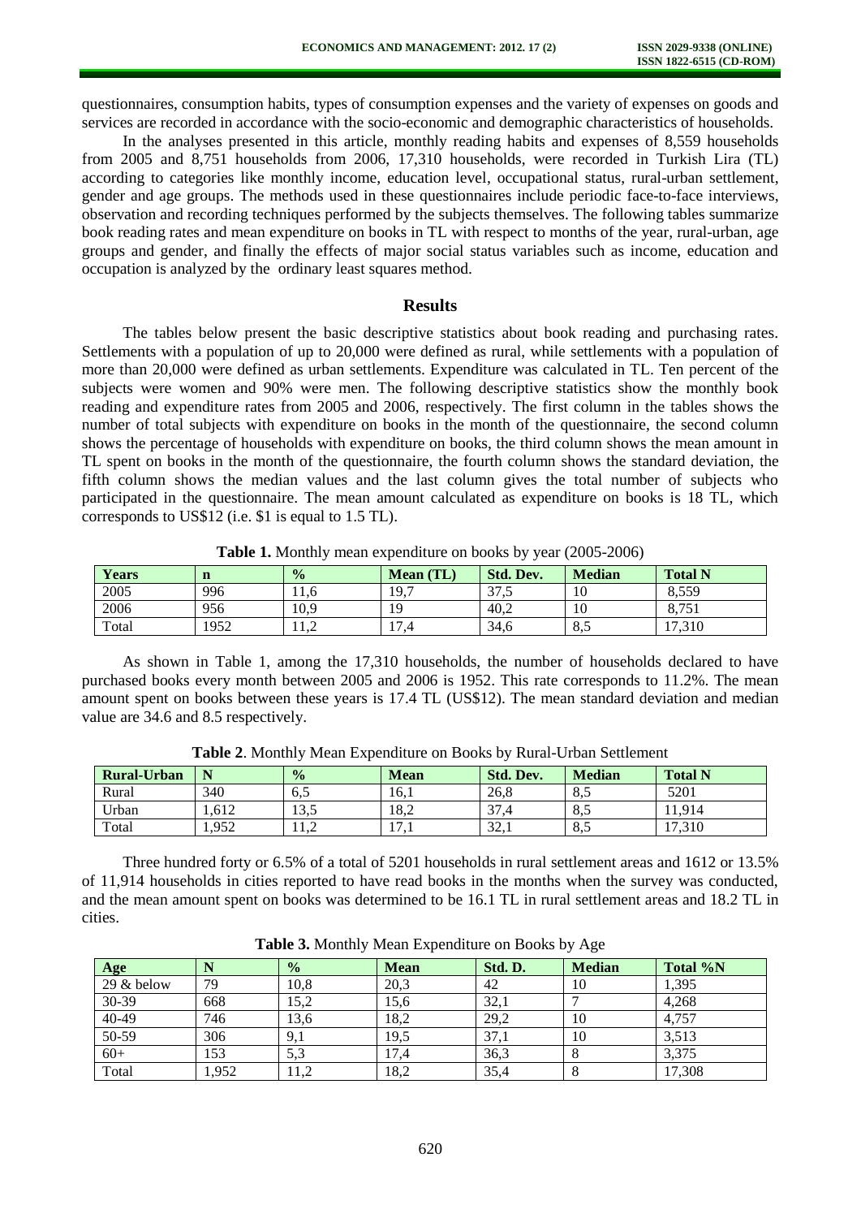questionnaires, consumption habits, types of consumption expenses and the variety of expenses on goods and services are recorded in accordance with the socio-economic and demographic characteristics of households.

In the analyses presented in this article, monthly reading habits and expenses of 8,559 households from 2005 and 8,751 households from 2006, 17,310 households, were recorded in Turkish Lira (TL) according to categories like monthly income, education level, occupational status, rural-urban settlement, gender and age groups. The methods used in these questionnaires include periodic face-to-face interviews, observation and recording techniques performed by the subjects themselves. The following tables summarize book reading rates and mean expenditure on books in TL with respect to months of the year, rural-urban, age groups and gender, and finally the effects of major social status variables such as income, education and occupation is analyzed by the ordinary least squares method.

## Results

The tables below present the basic descriptive statistics about book reading and purchasing rates. Settlements with a population of up to 20,000 were defined as rural, while settlements with a population of more than 20,000 were defined as urban settlements. Expenditure was calculated in TL. Ten percent of the subjects were women and 90% were men. The following descriptive statistics show the monthly book reading and expenditure rates from 2005 and 2006, respectively. The first column in the tables shows the number of total subjects with expenditure on books in the month of the questionnaire, the second column shows the percentage of households with expenditure on books, the third column shows the mean amount in TL spent on books in the month of the questionnaire, the fourth column shows the standard deviation, the fifth column shows the median values and the last column gives the total number of subjects who participated in the questionnaire. The mean amount calculated as expenditure on books is 18 TL, which corresponds to US$12 (i.e. $1 is equal to 1.5 TL).

**Table 1.** Monthly mean expenditure on books by year (2005-2006)

| Years | n | % | Mean (TL) | Std. Dev. | Median | Total N |
|---|---|---|---|---|---|---|
| 2005 | 996 | 11,6 | 19,7 | 37,5 | 10 | 8,559 |
| 2006 | 956 | 10,9 | 19 | 40,2 | 10 | 8,751 |
| Total | 1952 | 11,2 | 17,4 | 34,6 | 8,5 | 17,310 |

As shown in Table 1, among the 17,310 households, the number of households declared to have purchased books every month between 2005 and 2006 is 1952. This rate corresponds to 11.2%. The mean amount spent on books between these years is 17.4 TL (US$12). The mean standard deviation and median value are 34.6 and 8.5 respectively.

**Table 2**. Monthly Mean Expenditure on Books by Rural-Urban Settlement

| Rural-Urban | N | % | Mean | Std. Dev. | Median | Total N |
|---|---|---|---|---|---|---|
| Rural | 340 | 6,5 | 16,1 | 26,8 | 8,5 | 5201 |
| Urban | 1,612 | 13,5 | 18,2 | 37,4 | 8,5 | 11,914 |
| Total | 1,952 | 11,2 | 17,1 | 32,1 | 8,5 | 17,310 |

Three hundred forty or 6.5% of a total of 5201 households in rural settlement areas and 1612 or 13.5% of 11,914 households in cities reported to have read books in the months when the survey was conducted, and the mean amount spent on books was determined to be 16.1 TL in rural settlement areas and 18.2 TL in cities.

**Table 3.** Monthly Mean Expenditure on Books by Age

| Age | N | % | Mean | Std. D. | Median | Total %N |
|---|---|---|---|---|---|---|
| 29 & below | 79 | 10,8 | 20,3 | 42 | 10 | 1,395 |
| 30-39 | 668 | 15,2 | 15,6 | 32,1 | 7 | 4,268 |
| 40-49 | 746 | 13,6 | 18,2 | 29,2 | 10 | 4,757 |
| 50-59 | 306 | 9,1 | 19,5 | 37,1 | 10 | 3,513 |
| 60+ | 153 | 5,3 | 17,4 | 36,3 | 8 | 3,375 |
| Total | 1,952 | 11,2 | 18,2 | 35,4 | 8 | 17,308 |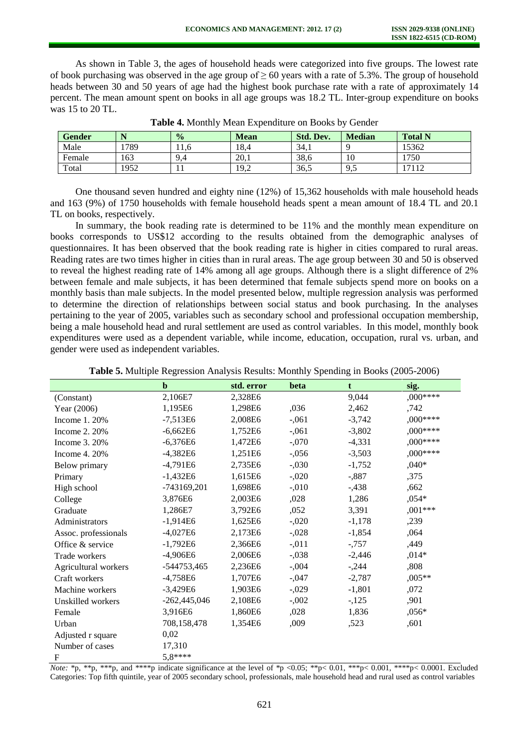As shown in Table 3, the ages of household heads were categorized into five groups. The lowest rate of book purchasing was observed in the age group of ≥ 60 years with a rate of 5.3%. The group of household heads between 30 and 50 years of age had the highest book purchase rate with a rate of approximately 14 percent. The mean amount spent on books in all age groups was 18.2 TL. Inter-group expenditure on books was 15 to 20 TL.

**Table 4.** Monthly Mean Expenditure on Books by Gender

| Gender | N | % | Mean | Std. Dev. | Median | Total N |
|---|---|---|---|---|---|---|
| Male | 1789 | 11,6 | 18,4 | 34,1 | 9 | 15362 |
| Female | 163 | 9,4 | 20,1 | 38,6 | 10 | 1750 |
| Total | 1952 | 11 | 19,2 | 36,5 | 9,5 | 17112 |

One thousand seven hundred and eighty nine (12%) of 15,362 households with male household heads and 163 (9%) of 1750 households with female household heads spent a mean amount of 18.4 TL and 20.1 TL on books, respectively.

In summary, the book reading rate is determined to be 11% and the monthly mean expenditure on books corresponds to US$12 according to the results obtained from the demographic analyses of questionnaires. It has been observed that the book reading rate is higher in cities compared to rural areas. Reading rates are two times higher in cities than in rural areas. The age group between 30 and 50 is observed to reveal the highest reading rate of 14% among all age groups. Although there is a slight difference of 2% between female and male subjects, it has been determined that female subjects spend more on books on a monthly basis than male subjects. In the model presented below, multiple regression analysis was performed to determine the direction of relationships between social status and book purchasing. In the analyses pertaining to the year of 2005, variables such as secondary school and professional occupation membership, being a male household head and rural settlement are used as control variables. In this model, monthly book expenditures were used as a dependent variable, while income, education, occupation, rural vs. urban, and gender were used as independent variables.

**Table 5.** Multiple Regression Analysis Results: Monthly Spending in Books (2005-2006)

| | b | std. error | beta | t | sig. |
|---|---|---|---|---|---|
| (Constant) | 2,106E7 | 2,328E6 | | 9,044 | ,000**** |
| Year (2006) | 1,195E6 | 1,298E6 | ,036 | 2,462 | ,742 |
| Income 1. 20% | -7,513E6 | 2,008E6 | -,061 | -3,742 | ,000**** |
| Income 2. 20% | -6,662E6 | 1,752E6 | -,061 | -3,802 | ,000**** |
| Income 3. 20% | -6,376E6 | 1,472E6 | -,070 | -4,331 | ,000**** |
| Income 4. 20% | -4,382E6 | 1,251E6 | -,056 | -3,503 | ,000**** |
| Below primary | -4,791E6 | 2,735E6 | -,030 | -1,752 | ,040* |
| Primary | -1,432E6 | 1,615E6 | -,020 | -,887 | ,375 |
| High school | -743169,201 | 1,698E6 | -,010 | -,438 | ,662 |
| College | 3,876E6 | 2,003E6 | ,028 | 1,286 | ,054* |
| Graduate | 1,286E7 | 3,792E6 | ,052 | 3,391 | ,001*** |
| Administrators | -1,914E6 | 1,625E6 | -,020 | -1,178 | ,239 |
| Assoc. professionals | -4,027E6 | 2,173E6 | -,028 | -1,854 | ,064 |
| Office & service | -1,792E6 | 2,366E6 | -,011 | -,757 | ,449 |
| Trade workers | -4,906E6 | 2,006E6 | -,038 | -2,446 | ,014* |
| Agricultural workers | -544753,465 | 2,236E6 | -,004 | -,244 | ,808 |
| Craft workers | -4,758E6 | 1,707E6 | -,047 | -2,787 | ,005** |
| Machine workers | -3,429E6 | 1,903E6 | -,029 | -1,801 | ,072 |
| Unskilled workers | -262,445,046 | 2,108E6 | -,002 | -,125 | ,901 |
| Female | 3,916E6 | 1,860E6 | ,028 | 1,836 | ,056* |
| Urban | 708,158,478 | 1,354E6 | ,009 | ,523 | ,601 |
| Adjusted r square | 0,02 | | | | |
| Number of cases | 17,310 | | | | |
| F | 5,8**** | | | | |

*Note:* *p, **p, ***p, and ****p indicate significance at the level of *p <0.05; **p< 0.01, ***p< 0.001, ****p< 0.0001. Excluded Categories: Top fifth quintile, year of 2005 secondary school, professionals, male household head and rural used as control variables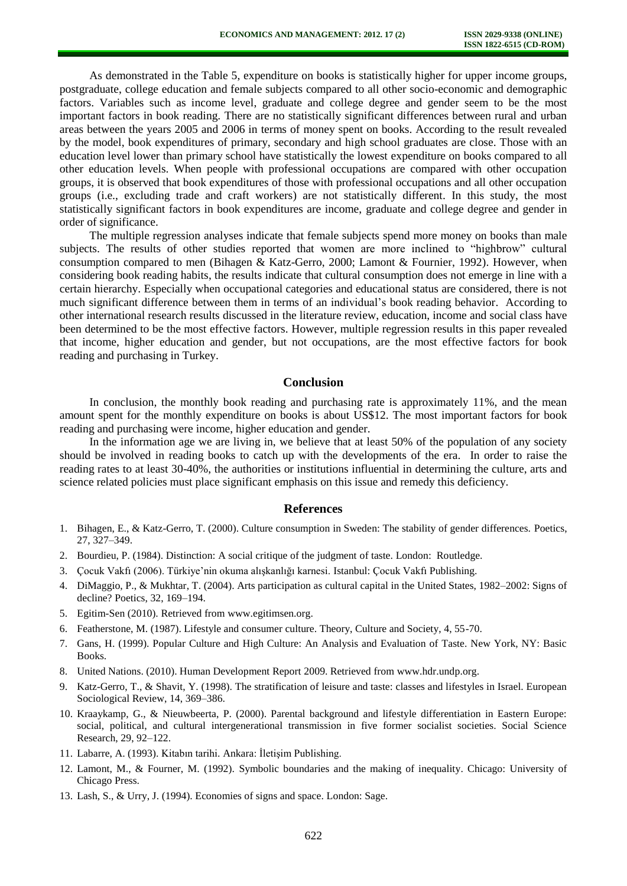As demonstrated in the Table 5, expenditure on books is statistically higher for upper income groups, postgraduate, college education and female subjects compared to all other socio-economic and demographic factors. Variables such as income level, graduate and college degree and gender seem to be the most important factors in book reading. There are no statistically significant differences between rural and urban areas between the years 2005 and 2006 in terms of money spent on books. According to the result revealed by the model, book expenditures of primary, secondary and high school graduates are close. Those with an education level lower than primary school have statistically the lowest expenditure on books compared to all other education levels. When people with professional occupations are compared with other occupation groups, it is observed that book expenditures of those with professional occupations and all other occupation groups (i.e., excluding trade and craft workers) are not statistically different. In this study, the most statistically significant factors in book expenditures are income, graduate and college degree and gender in order of significance.

The multiple regression analyses indicate that female subjects spend more money on books than male subjects. The results of other studies reported that women are more inclined to "highbrow" cultural consumption compared to men (Bihagen & Katz-Gerro, 2000; Lamont & Fournier, 1992). However, when considering book reading habits, the results indicate that cultural consumption does not emerge in line with a certain hierarchy. Especially when occupational categories and educational status are considered, there is not much significant difference between them in terms of an individual's book reading behavior. According to other international research results discussed in the literature review, education, income and social class have been determined to be the most effective factors. However, multiple regression results in this paper revealed that income, higher education and gender, but not occupations, are the most effective factors for book reading and purchasing in Turkey.

## Conclusion

In conclusion, the monthly book reading and purchasing rate is approximately 11%, and the mean amount spent for the monthly expenditure on books is about US$12. The most important factors for book reading and purchasing were income, higher education and gender.

In the information age we are living in, we believe that at least 50% of the population of any society should be involved in reading books to catch up with the developments of the era. In order to raise the reading rates to at least 30-40%, the authorities or institutions influential in determining the culture, arts and science related policies must place significant emphasis on this issue and remedy this deficiency.

## References

1. Bihagen, E., & Katz-Gerro, T. (2000). Culture consumption in Sweden: The stability of gender differences. Poetics, 27, 327–349.
2. Bourdieu, P. (1984). Distinction: A social critique of the judgment of taste. London: Routledge.
3. Çocuk Vakfı (2006). Türkiye'nin okuma alışkanlığı karnesi. Istanbul: Çocuk Vakfı Publishing.
4. DiMaggio, P., & Mukhtar, T. (2004). Arts participation as cultural capital in the United States, 1982–2002: Signs of decline? Poetics, 32, 169–194.
5. Egitim-Sen (2010). Retrieved from www.egitimsen.org.
6. Featherstone, M. (1987). Lifestyle and consumer culture. Theory, Culture and Society, 4, 55-70.
7. Gans, H. (1999). Popular Culture and High Culture: An Analysis and Evaluation of Taste. New York, NY: Basic Books.
8. United Nations. (2010). Human Development Report 2009. Retrieved from www.hdr.undp.org.
9. Katz-Gerro, T., & Shavit, Y. (1998). The stratification of leisure and taste: classes and lifestyles in Israel. European Sociological Review, 14, 369–386.
10. Kraaykamp, G., & Nieuwbeerta, P. (2000). Parental background and lifestyle differentiation in Eastern Europe: social, political, and cultural intergenerational transmission in five former socialist societies. Social Science Research, 29, 92–122.
11. Labarre, A. (1993). Kitabın tarihi. Ankara: İletişim Publishing.
12. Lamont, M., & Fourner, M. (1992). Symbolic boundaries and the making of inequality. Chicago: University of Chicago Press.
13. Lash, S., & Urry, J. (1994). Economies of signs and space. London: Sage.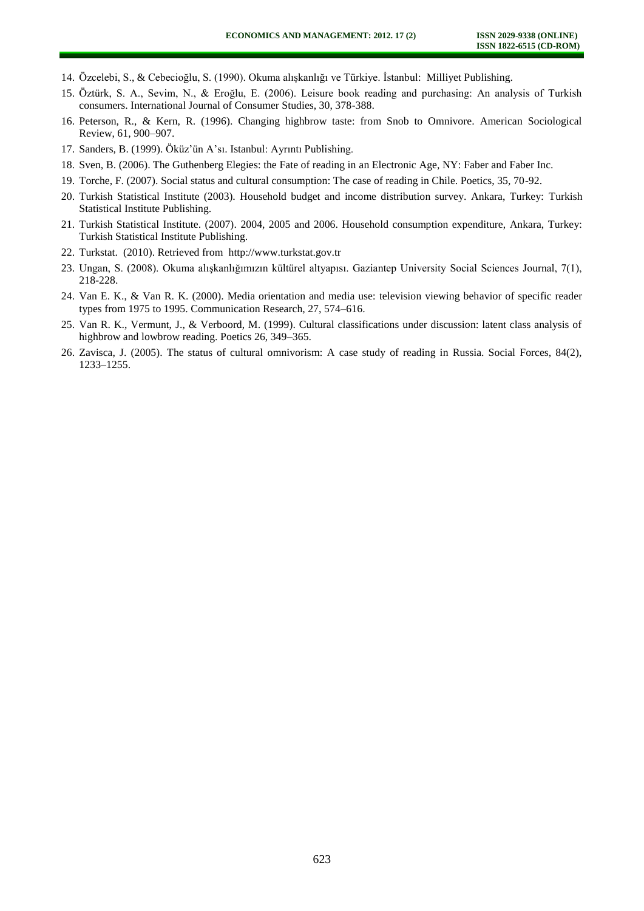14. Özcelebi, S., & Cebecioğlu, S. (1990). Okuma alışkanlığı ve Türkiye. İstanbul: Milliyet Publishing.
15. Öztürk, S. A., Sevim, N., & Eroğlu, E. (2006). Leisure book reading and purchasing: An analysis of Turkish consumers. International Journal of Consumer Studies, 30, 378-388.
16. Peterson, R., & Kern, R. (1996). Changing highbrow taste: from Snob to Omnivore. American Sociological Review, 61, 900–907.
17. Sanders, B. (1999). Öküz'ün A'sı. Istanbul: Ayrıntı Publishing.
18. Sven, B. (2006). The Guthenberg Elegies: the Fate of reading in an Electronic Age, NY: Faber and Faber Inc.
19. Torche, F. (2007). Social status and cultural consumption: The case of reading in Chile. Poetics, 35, 70-92.
20. Turkish Statistical Institute (2003). Household budget and income distribution survey. Ankara, Turkey: Turkish Statistical Institute Publishing.
21. Turkish Statistical Institute. (2007). 2004, 2005 and 2006. Household consumption expenditure, Ankara, Turkey: Turkish Statistical Institute Publishing.
22. Turkstat. (2010). Retrieved from http://www.turkstat.gov.tr
23. Ungan, S. (2008). Okuma alışkanlığımızın kültürel altyapısı. Gaziantep University Social Sciences Journal, 7(1), 218-228.
24. Van E. K., & Van R. K. (2000). Media orientation and media use: television viewing behavior of specific reader types from 1975 to 1995. Communication Research, 27, 574–616.
25. Van R. K., Vermunt, J., & Verboord, M. (1999). Cultural classifications under discussion: latent class analysis of highbrow and lowbrow reading. Poetics 26, 349–365.
26. Zavisca, J. (2005). The status of cultural omnivorism: A case study of reading in Russia. Social Forces, 84(2), 1233–1255.